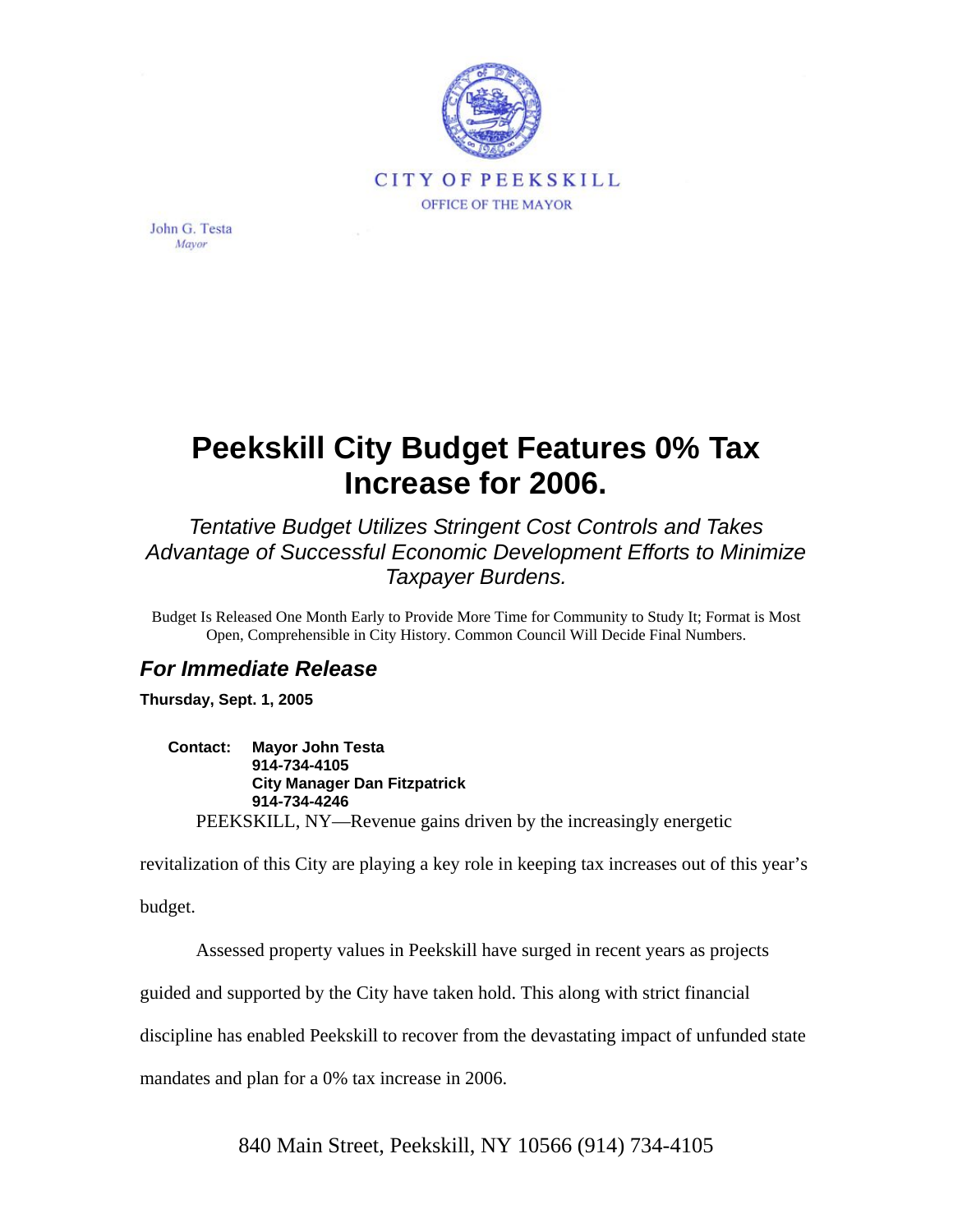CITY OF PEEKSKILL

OFFICE OF THE MAYOR

John G. Testa
*Mayor*

# Peekskill City Budget Features 0% Tax Increase for 2006.

*Tentative Budget Utilizes Stringent Cost Controls and Takes Advantage of Successful Economic Development Efforts to Minimize Taxpayer Burdens.*

Budget Is Released One Month Early to Provide More Time for Community to Study It; Format is Most Open, Comprehensible in City History. Common Council Will Decide Final Numbers.

## *For Immediate Release*

**Thursday, Sept. 1, 2005**

**Contact: Mayor John Testa**
**914-734-4105**
**City Manager Dan Fitzpatrick**
**914-734-4246**

PEEKSKILL, NY—Revenue gains driven by the increasingly energetic revitalization of this City are playing a key role in keeping tax increases out of this year's budget.

Assessed property values in Peekskill have surged in recent years as projects guided and supported by the City have taken hold. This along with strict financial discipline has enabled Peekskill to recover from the devastating impact of unfunded state mandates and plan for a 0% tax increase in 2006.

840 Main Street, Peekskill, NY 10566 (914) 734-4105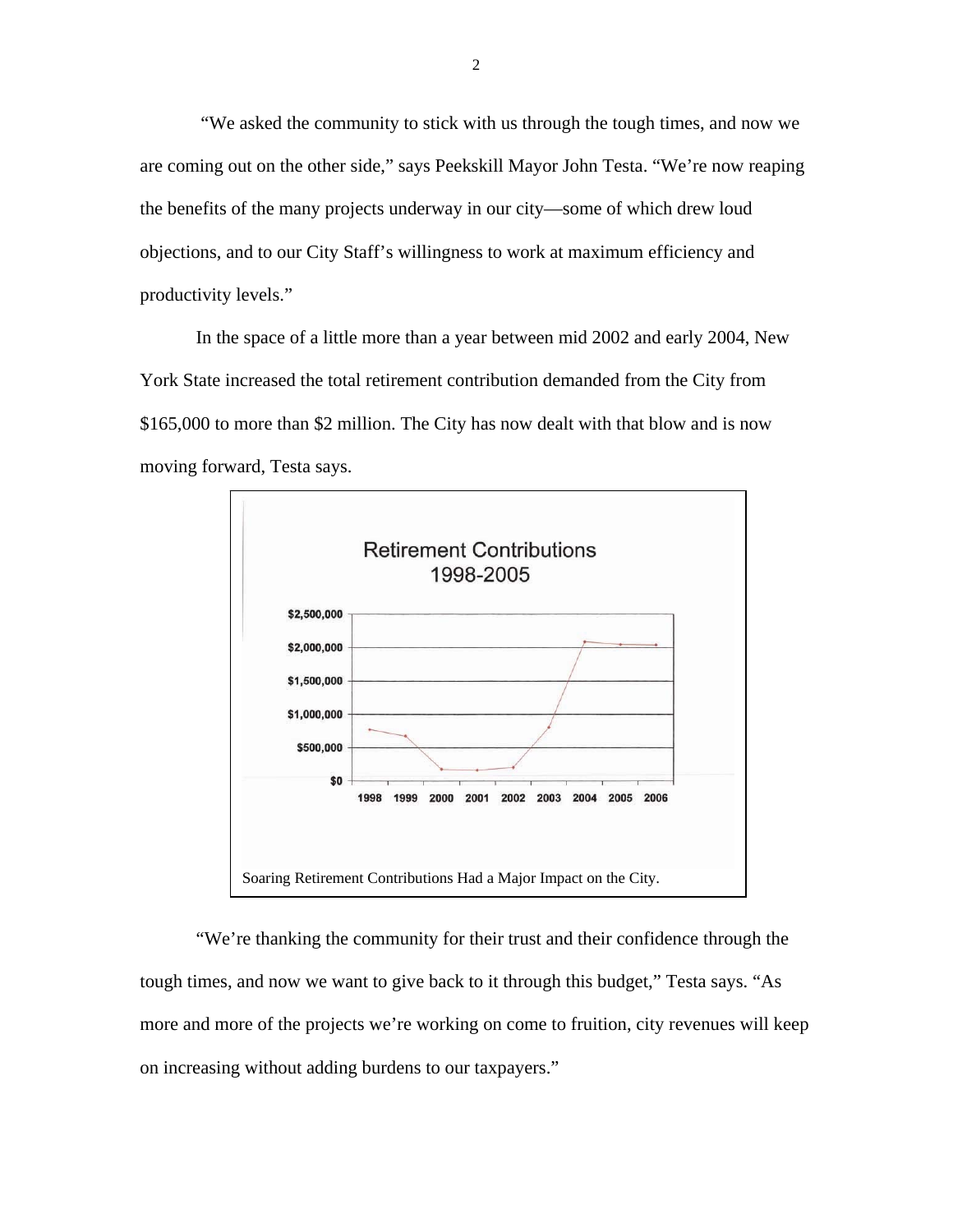"We asked the community to stick with us through the tough times, and now we are coming out on the other side," says Peekskill Mayor John Testa. "We're now reaping the benefits of the many projects underway in our city—some of which drew loud objections, and to our City Staff's willingness to work at maximum efficiency and productivity levels."

In the space of a little more than a year between mid 2002 and early 2004, New York State increased the total retirement contribution demanded from the City from $165,000 to more than $2 million. The City has now dealt with that blow and is now moving forward, Testa says.

Soaring Retirement Contributions Had a Major Impact on the City.

"We're thanking the community for their trust and their confidence through the tough times, and now we want to give back to it through this budget," Testa says. "As more and more of the projects we're working on come to fruition, city revenues will keep on increasing without adding burdens to our taxpayers."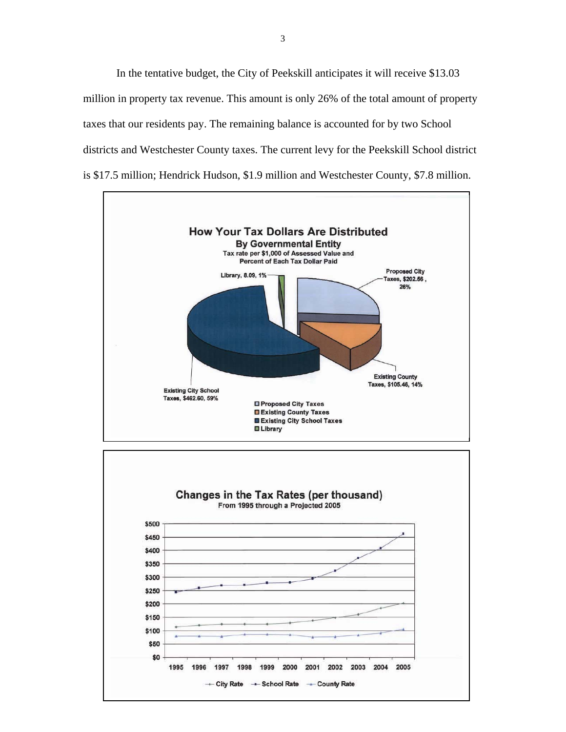In the tentative budget, the City of Peekskill anticipates it will receive $13.03 million in property tax revenue. This amount is only 26% of the total amount of property taxes that our residents pay. The remaining balance is accounted for by two School districts and Westchester County taxes. The current levy for the Peekskill School district is $17.5 million; Hendrick Hudson, $1.9 million and Westchester County, $7.8 million.

**How Your Tax Dollars Are Distributed**
**By Governmental Entity**
Tax rate per $1,000 of Assessed Value and Percent of Each Tax Dollar Paid

- Proposed City Taxes, $202.56, 26%
- Existing County Taxes, $105.46, 14%
- Existing City School Taxes, $462.60, 59%
- Library, 8.09, 1%

**Changes in the Tax Rates (per thousand)**
From 1995 through a Projected 2005

Legend: City Rate, School Rate, County Rate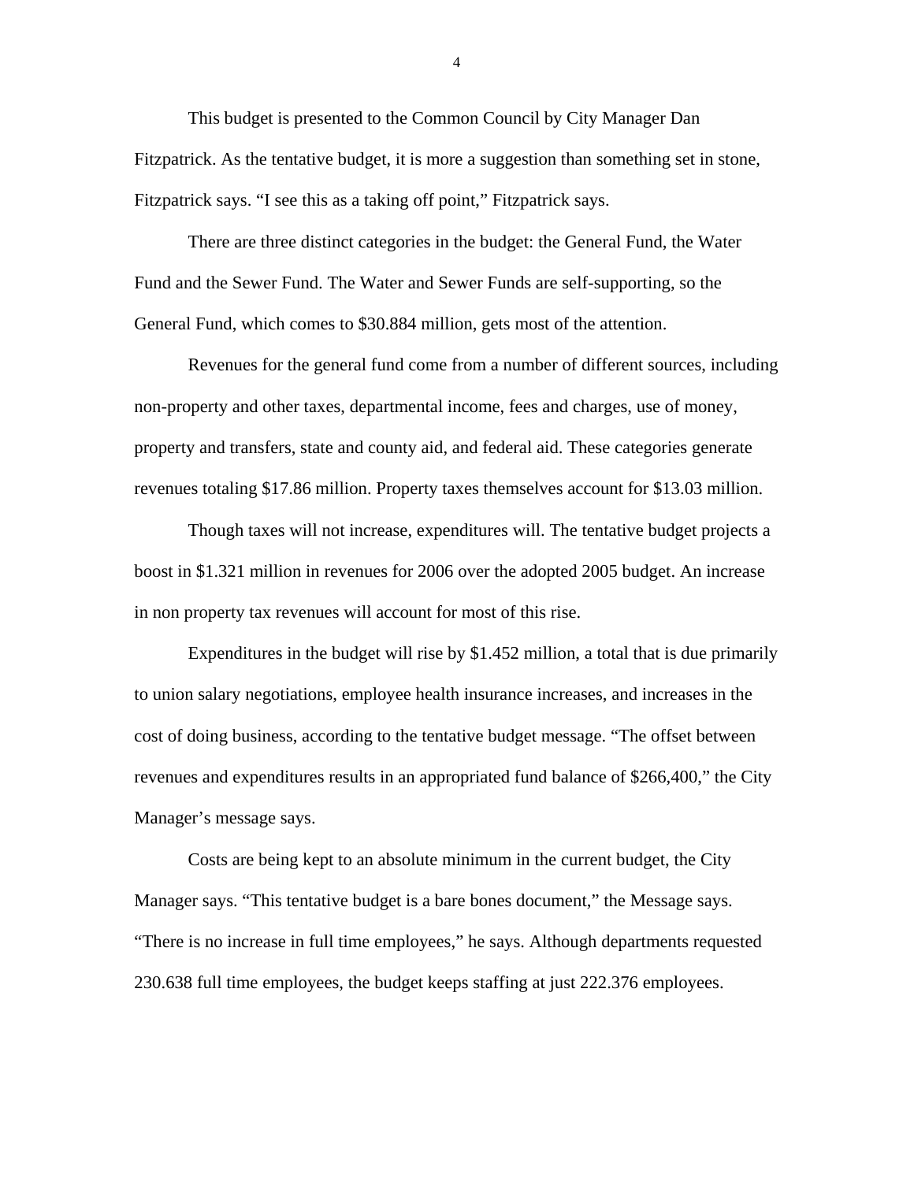This budget is presented to the Common Council by City Manager Dan Fitzpatrick. As the tentative budget, it is more a suggestion than something set in stone, Fitzpatrick says. “I see this as a taking off point,” Fitzpatrick says.

There are three distinct categories in the budget: the General Fund, the Water Fund and the Sewer Fund. The Water and Sewer Funds are self-supporting, so the General Fund, which comes to $30.884 million, gets most of the attention.

Revenues for the general fund come from a number of different sources, including non-property and other taxes, departmental income, fees and charges, use of money, property and transfers, state and county aid, and federal aid. These categories generate revenues totaling $17.86 million. Property taxes themselves account for $13.03 million.

Though taxes will not increase, expenditures will. The tentative budget projects a boost in $1.321 million in revenues for 2006 over the adopted 2005 budget. An increase in non property tax revenues will account for most of this rise.

Expenditures in the budget will rise by $1.452 million, a total that is due primarily to union salary negotiations, employee health insurance increases, and increases in the cost of doing business, according to the tentative budget message. “The offset between revenues and expenditures results in an appropriated fund balance of $266,400,” the City Manager’s message says.

Costs are being kept to an absolute minimum in the current budget, the City Manager says. “This tentative budget is a bare bones document,” the Message says. “There is no increase in full time employees,” he says. Although departments requested 230.638 full time employees, the budget keeps staffing at just 222.376 employees.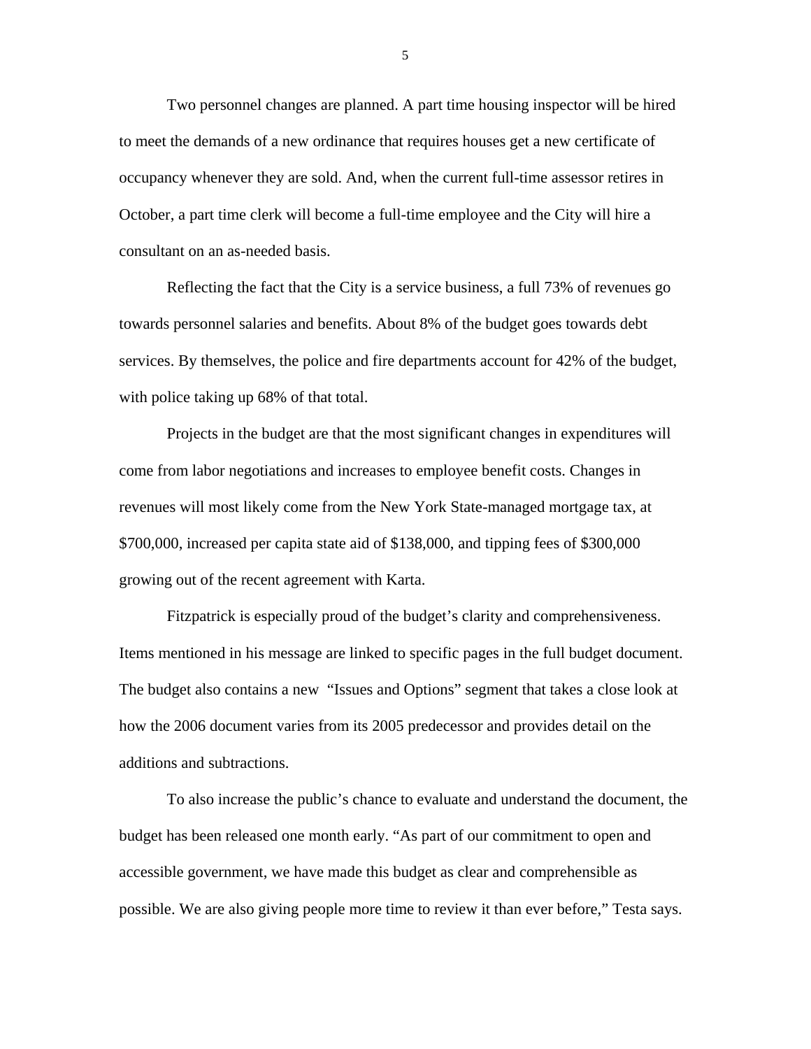Two personnel changes are planned. A part time housing inspector will be hired to meet the demands of a new ordinance that requires houses get a new certificate of occupancy whenever they are sold. And, when the current full-time assessor retires in October, a part time clerk will become a full-time employee and the City will hire a consultant on an as-needed basis.

Reflecting the fact that the City is a service business, a full 73% of revenues go towards personnel salaries and benefits. About 8% of the budget goes towards debt services. By themselves, the police and fire departments account for 42% of the budget, with police taking up 68% of that total.

Projects in the budget are that the most significant changes in expenditures will come from labor negotiations and increases to employee benefit costs. Changes in revenues will most likely come from the New York State-managed mortgage tax, at $700,000, increased per capita state aid of $138,000, and tipping fees of $300,000 growing out of the recent agreement with Karta.

Fitzpatrick is especially proud of the budget's clarity and comprehensiveness. Items mentioned in his message are linked to specific pages in the full budget document. The budget also contains a new "Issues and Options" segment that takes a close look at how the 2006 document varies from its 2005 predecessor and provides detail on the additions and subtractions.

To also increase the public's chance to evaluate and understand the document, the budget has been released one month early. "As part of our commitment to open and accessible government, we have made this budget as clear and comprehensible as possible. We are also giving people more time to review it than ever before," Testa says.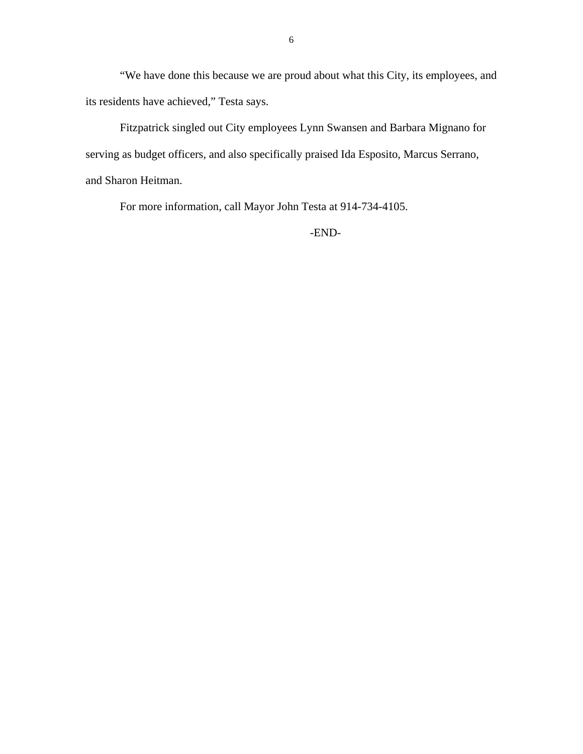“We have done this because we are proud about what this City, its employees, and its residents have achieved,” Testa says.

Fitzpatrick singled out City employees Lynn Swansen and Barbara Mignano for serving as budget officers, and also specifically praised Ida Esposito, Marcus Serrano, and Sharon Heitman.

For more information, call Mayor John Testa at 914-734-4105.

-END-